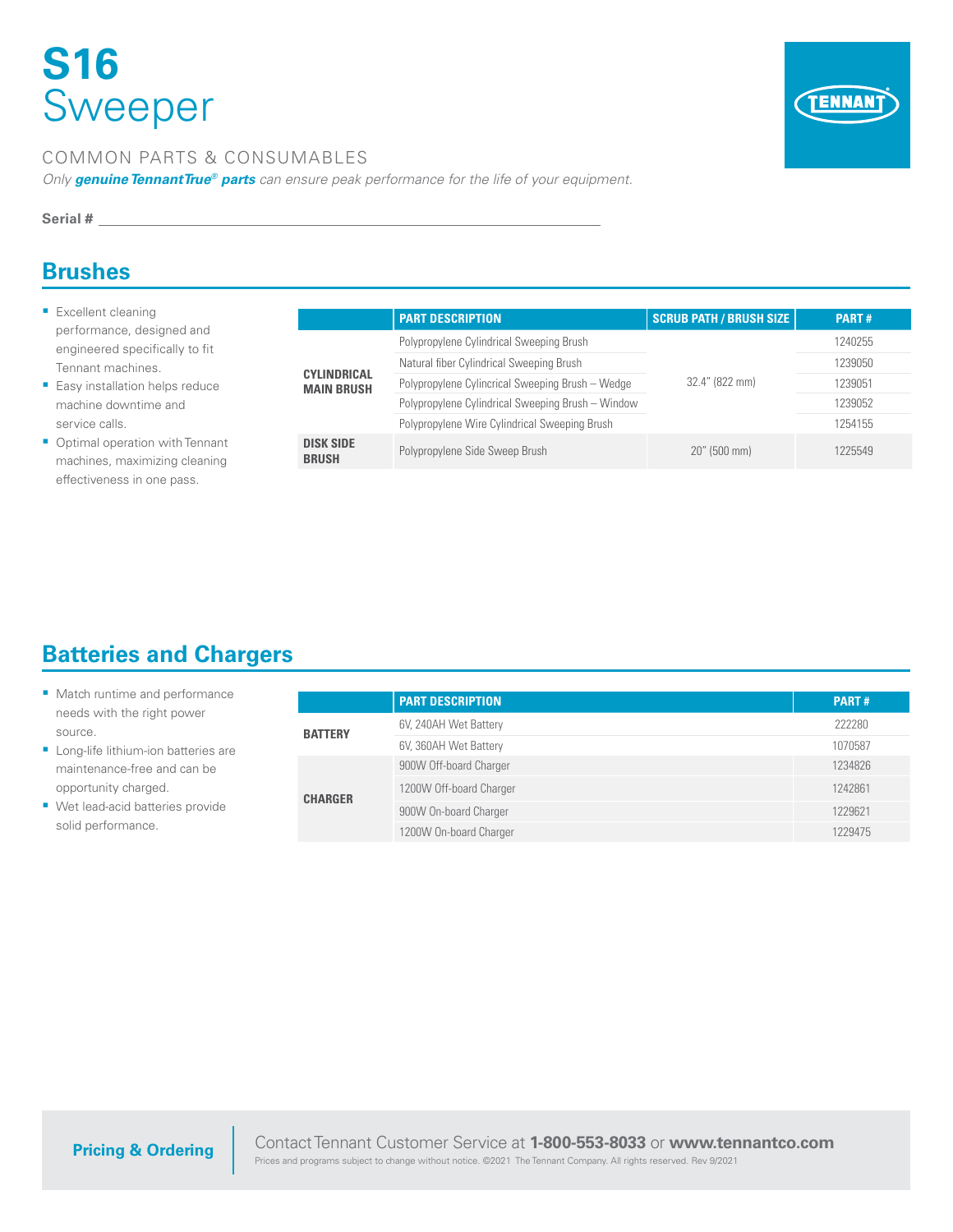# S16 Sweeper

COMMON PARTS & CONSUMABLES

*Only **genuine TennantTrue® parts** can ensure peak performance for the life of your equipment.*

**Serial #** ______________________________

## Brushes

- Excellent cleaning performance, designed and engineered specifically to fit Tennant machines.
- Easy installation helps reduce machine downtime and service calls.
- Optimal operation with Tennant machines, maximizing cleaning effectiveness in one pass.

| | PART DESCRIPTION | SCRUB PATH / BRUSH SIZE | PART # |
|---|---|---|---|
| **CYLINDRICAL MAIN BRUSH** | Polypropylene Cylindrical Sweeping Brush | 32.4" (822 mm) | 1240255 |
| | Natural fiber Cylindrical Sweeping Brush | | 1239050 |
| | Polypropylene Cylincrical Sweeping Brush – Wedge | | 1239051 |
| | Polypropylene Cylindrical Sweeping Brush – Window | | 1239052 |
| | Polypropylene Wire Cylindrical Sweeping Brush | | 1254155 |
| **DISK SIDE BRUSH** | Polypropylene Side Sweep Brush | 20" (500 mm) | 1225549 |

## Batteries and Chargers

- Match runtime and performance needs with the right power source.
- Long-life lithium-ion batteries are maintenance-free and can be opportunity charged.
- Wet lead-acid batteries provide solid performance.

| | PART DESCRIPTION | PART # |
|---|---|---|
| **BATTERY** | 6V, 240AH Wet Battery | 222280 |
| | 6V, 360AH Wet Battery | 1070587 |
| **CHARGER** | 900W Off-board Charger | 1234826 |
| | 1200W Off-board Charger | 1242861 |
| | 900W On-board Charger | 1229621 |
| | 1200W On-board Charger | 1229475 |

**Pricing & Ordering**

Contact Tennant Customer Service at **1-800-553-8033** or **www.tennantco.com**

Prices and programs subject to change without notice. ©2021 The Tennant Company. All rights reserved. Rev 9/2021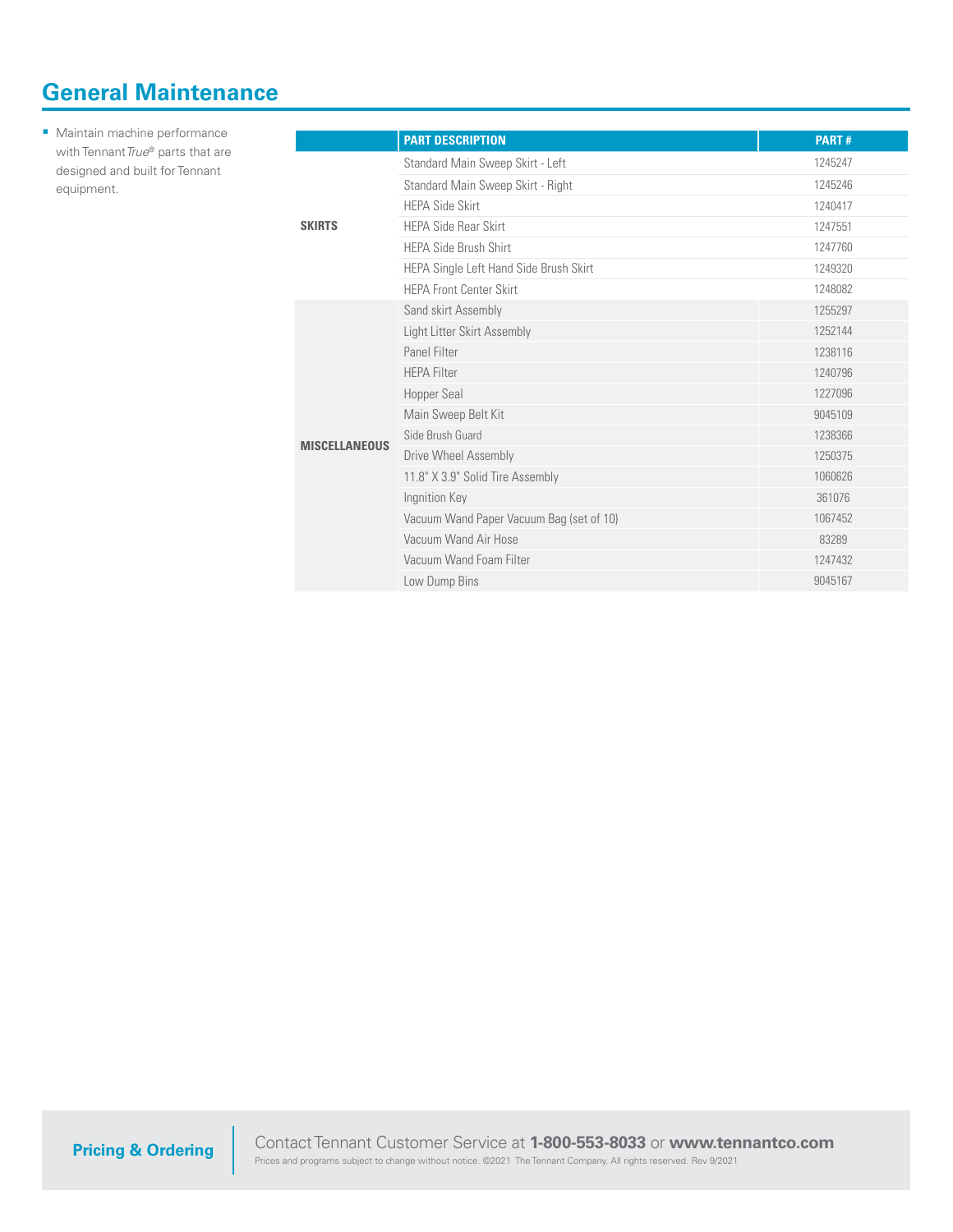## General Maintenance

- Maintain machine performance with Tennant *True*® parts that are designed and built for Tennant equipment.

| | PART DESCRIPTION | PART # |
|---|---|---|
| **SKIRTS** | Standard Main Sweep Skirt - Left | 1245247 |
| | Standard Main Sweep Skirt - Right | 1245246 |
| | HEPA Side Skirt | 1240417 |
| | HEPA Side Rear Skirt | 1247551 |
| | HEPA Side Brush Shirt | 1247760 |
| | HEPA Single Left Hand Side Brush Skirt | 1249320 |
| | HEPA Front Center Skirt | 1248082 |
| **MISCELLANEOUS** | Sand skirt Assembly | 1255297 |
| | Light Litter Skirt Assembly | 1252144 |
| | Panel Filter | 1238116 |
| | HEPA Filter | 1240796 |
| | Hopper Seal | 1227096 |
| | Main Sweep Belt Kit | 9045109 |
| | Side Brush Guard | 1238366 |
| | Drive Wheel Assembly | 1250375 |
| | 11.8" X 3.9" Solid Tire Assembly | 1060626 |
| | Ingnition Key | 361076 |
| | Vacuum Wand Paper Vacuum Bag (set of 10) | 1067452 |
| | Vacuum Wand Air Hose | 83289 |
| | Vacuum Wand Foam Filter | 1247432 |
| | Low Dump Bins | 9045167 |

**Pricing & Ordering**

Contact Tennant Customer Service at **1-800-553-8033** or **www.tennantco.com**

Prices and programs subject to change without notice. ©2021 The Tennant Company. All rights reserved. Rev 9/2021